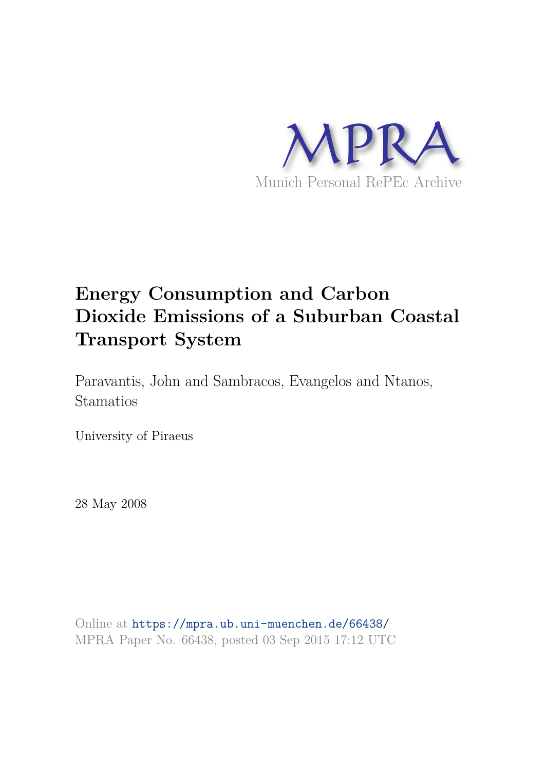MPRA

Munich Personal RePEc Archive

# Energy Consumption and Carbon Dioxide Emissions of a Suburban Coastal Transport System

Paravantis, John and Sambracos, Evangelos and Ntanos, Stamatios

University of Piraeus

28 May 2008

Online at https://mpra.ub.uni-muenchen.de/66438/
MPRA Paper No. 66438, posted 03 Sep 2015 17:12 UTC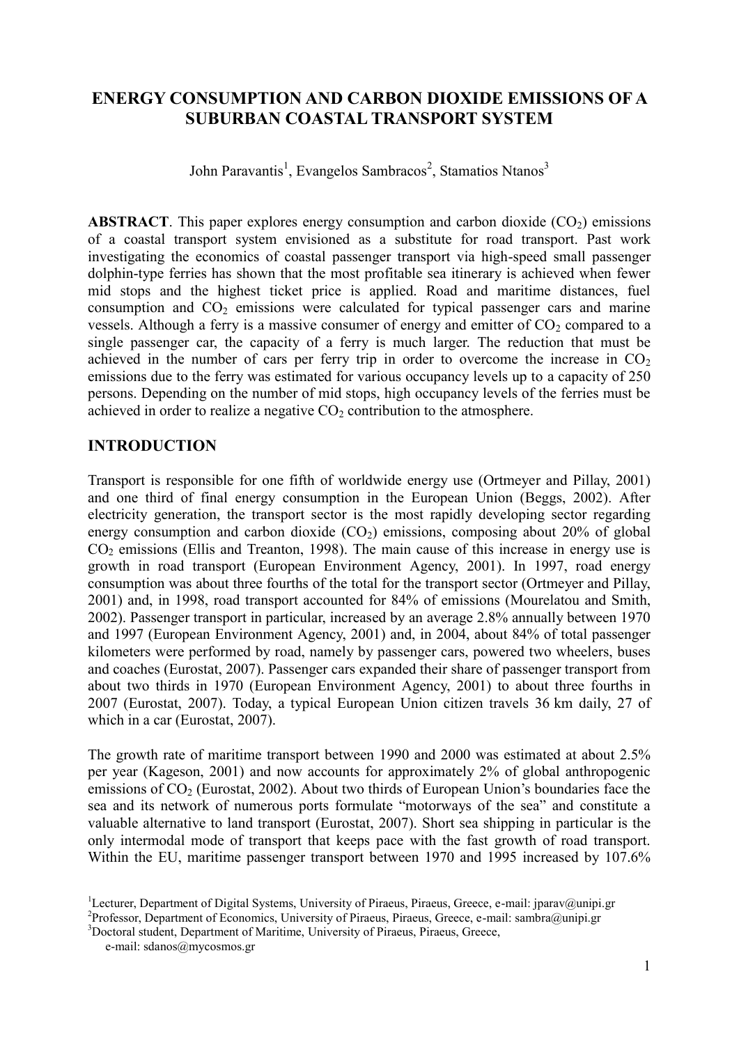# ENERGY CONSUMPTION AND CARBON DIOXIDE EMISSIONS OF A SUBURBAN COASTAL TRANSPORT SYSTEM

John Paravantis[1], Evangelos Sambracos[2], Stamatios Ntanos[3]

**ABSTRACT**. This paper explores energy consumption and carbon dioxide ($CO_2$) emissions of a coastal transport system envisioned as a substitute for road transport. Past work investigating the economics of coastal passenger transport via high-speed small passenger dolphin-type ferries has shown that the most profitable sea itinerary is achieved when fewer mid stops and the highest ticket price is applied. Road and maritime distances, fuel consumption and $CO_2$ emissions were calculated for typical passenger cars and marine vessels. Although a ferry is a massive consumer of energy and emitter of $CO_2$ compared to a single passenger car, the capacity of a ferry is much larger. The reduction that must be achieved in the number of cars per ferry trip in order to overcome the increase in $CO_2$ emissions due to the ferry was estimated for various occupancy levels up to a capacity of 250 persons. Depending on the number of mid stops, high occupancy levels of the ferries must be achieved in order to realize a negative $CO_2$ contribution to the atmosphere.

## INTRODUCTION

Transport is responsible for one fifth of worldwide energy use (Ortmeyer and Pillay, 2001) and one third of final energy consumption in the European Union (Beggs, 2002). After electricity generation, the transport sector is the most rapidly developing sector regarding energy consumption and carbon dioxide ($CO_2$) emissions, composing about 20% of global $CO_2$ emissions (Ellis and Treanton, 1998). The main cause of this increase in energy use is growth in road transport (European Environment Agency, 2001). In 1997, road energy consumption was about three fourths of the total for the transport sector (Ortmeyer and Pillay, 2001) and, in 1998, road transport accounted for 84% of emissions (Mourelatou and Smith, 2002). Passenger transport in particular, increased by an average 2.8% annually between 1970 and 1997 (European Environment Agency, 2001) and, in 2004, about 84% of total passenger kilometers were performed by road, namely by passenger cars, powered two wheelers, buses and coaches (Eurostat, 2007). Passenger cars expanded their share of passenger transport from about two thirds in 1970 (European Environment Agency, 2001) to about three fourths in 2007 (Eurostat, 2007). Today, a typical European Union citizen travels 36 km daily, 27 of which in a car (Eurostat, 2007).

The growth rate of maritime transport between 1990 and 2000 was estimated at about 2.5% per year (Kageson, 2001) and now accounts for approximately 2% of global anthropogenic emissions of $CO_2$ (Eurostat, 2002). About two thirds of European Union's boundaries face the sea and its network of numerous ports formulate "motorways of the sea" and constitute a valuable alternative to land transport (Eurostat, 2007). Short sea shipping in particular is the only intermodal mode of transport that keeps pace with the fast growth of road transport. Within the EU, maritime passenger transport between 1970 and 1995 increased by 107.6%

[1]Lecturer, Department of Digital Systems, University of Piraeus, Piraeus, Greece, e-mail: jparav@unipi.gr

[2]Professor, Department of Economics, University of Piraeus, Piraeus, Greece, e-mail: sambra@unipi.gr

[3]Doctoral student, Department of Maritime, University of Piraeus, Piraeus, Greece, e-mail: sdanos@mycosmos.gr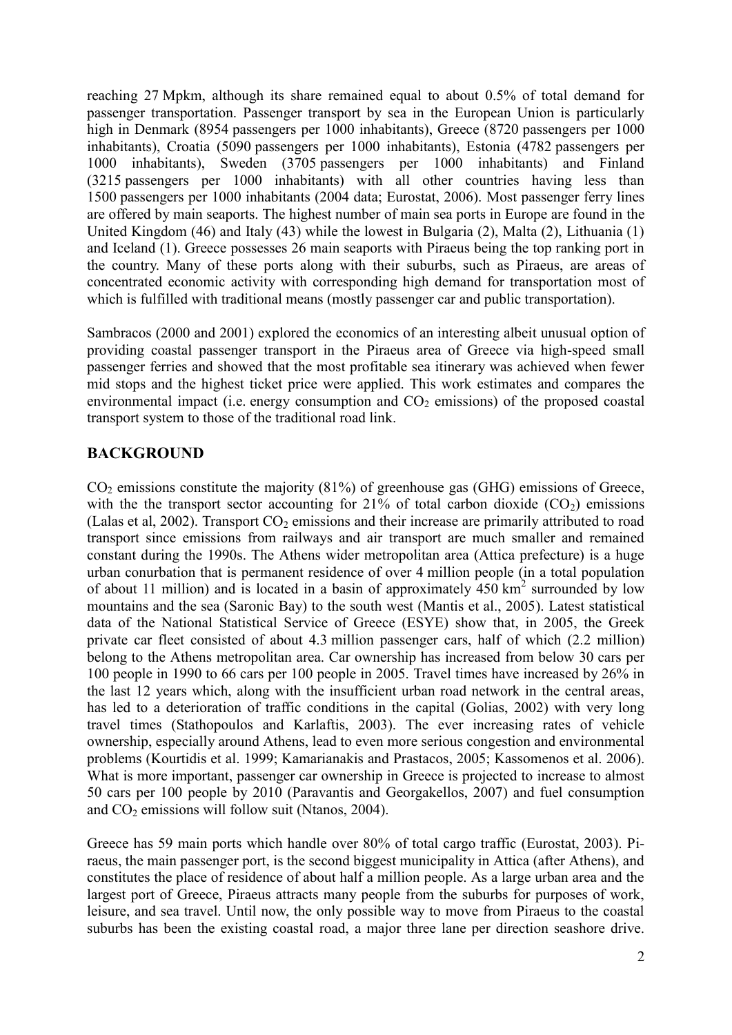reaching 27 Mpkm, although its share remained equal to about 0.5% of total demand for passenger transportation. Passenger transport by sea in the European Union is particularly high in Denmark (8954 passengers per 1000 inhabitants), Greece (8720 passengers per 1000 inhabitants), Croatia (5090 passengers per 1000 inhabitants), Estonia (4782 passengers per 1000 inhabitants), Sweden (3705 passengers per 1000 inhabitants) and Finland (3215 passengers per 1000 inhabitants) with all other countries having less than 1500 passengers per 1000 inhabitants (2004 data; Eurostat, 2006). Most passenger ferry lines are offered by main seaports. The highest number of main sea ports in Europe are found in the United Kingdom (46) and Italy (43) while the lowest in Bulgaria (2), Malta (2), Lithuania (1) and Iceland (1). Greece possesses 26 main seaports with Piraeus being the top ranking port in the country. Many of these ports along with their suburbs, such as Piraeus, are areas of concentrated economic activity with corresponding high demand for transportation most of which is fulfilled with traditional means (mostly passenger car and public transportation).

Sambracos (2000 and 2001) explored the economics of an interesting albeit unusual option of providing coastal passenger transport in the Piraeus area of Greece via high-speed small passenger ferries and showed that the most profitable sea itinerary was achieved when fewer mid stops and the highest ticket price were applied. This work estimates and compares the environmental impact (i.e. energy consumption and $CO_2$ emissions) of the proposed coastal transport system to those of the traditional road link.

## BACKGROUND

$CO_2$ emissions constitute the majority (81%) of greenhouse gas (GHG) emissions of Greece, with the the transport sector accounting for 21% of total carbon dioxide ($CO_2$) emissions (Lalas et al, 2002). Transport $CO_2$ emissions and their increase are primarily attributed to road transport since emissions from railways and air transport are much smaller and remained constant during the 1990s. The Athens wider metropolitan area (Attica prefecture) is a huge urban conurbation that is permanent residence of over 4 million people (in a total population of about 11 million) and is located in a basin of approximately 450 $km^2$ surrounded by low mountains and the sea (Saronic Bay) to the south west (Mantis et al., 2005). Latest statistical data of the National Statistical Service of Greece (ESYE) show that, in 2005, the Greek private car fleet consisted of about 4.3 million passenger cars, half of which (2.2 million) belong to the Athens metropolitan area. Car ownership has increased from below 30 cars per 100 people in 1990 to 66 cars per 100 people in 2005. Travel times have increased by 26% in the last 12 years which, along with the insufficient urban road network in the central areas, has led to a deterioration of traffic conditions in the capital (Golias, 2002) with very long travel times (Stathopoulos and Karlaftis, 2003). The ever increasing rates of vehicle ownership, especially around Athens, lead to even more serious congestion and environmental problems (Kourtidis et al. 1999; Kamarianakis and Prastacos, 2005; Kassomenos et al. 2006). What is more important, passenger car ownership in Greece is projected to increase to almost 50 cars per 100 people by 2010 (Paravantis and Georgakellos, 2007) and fuel consumption and $CO_2$ emissions will follow suit (Ntanos, 2004).

Greece has 59 main ports which handle over 80% of total cargo traffic (Eurostat, 2003). Piraeus, the main passenger port, is the second biggest municipality in Attica (after Athens), and constitutes the place of residence of about half a million people. As a large urban area and the largest port of Greece, Piraeus attracts many people from the suburbs for purposes of work, leisure, and sea travel. Until now, the only possible way to move from Piraeus to the coastal suburbs has been the existing coastal road, a major three lane per direction seashore drive.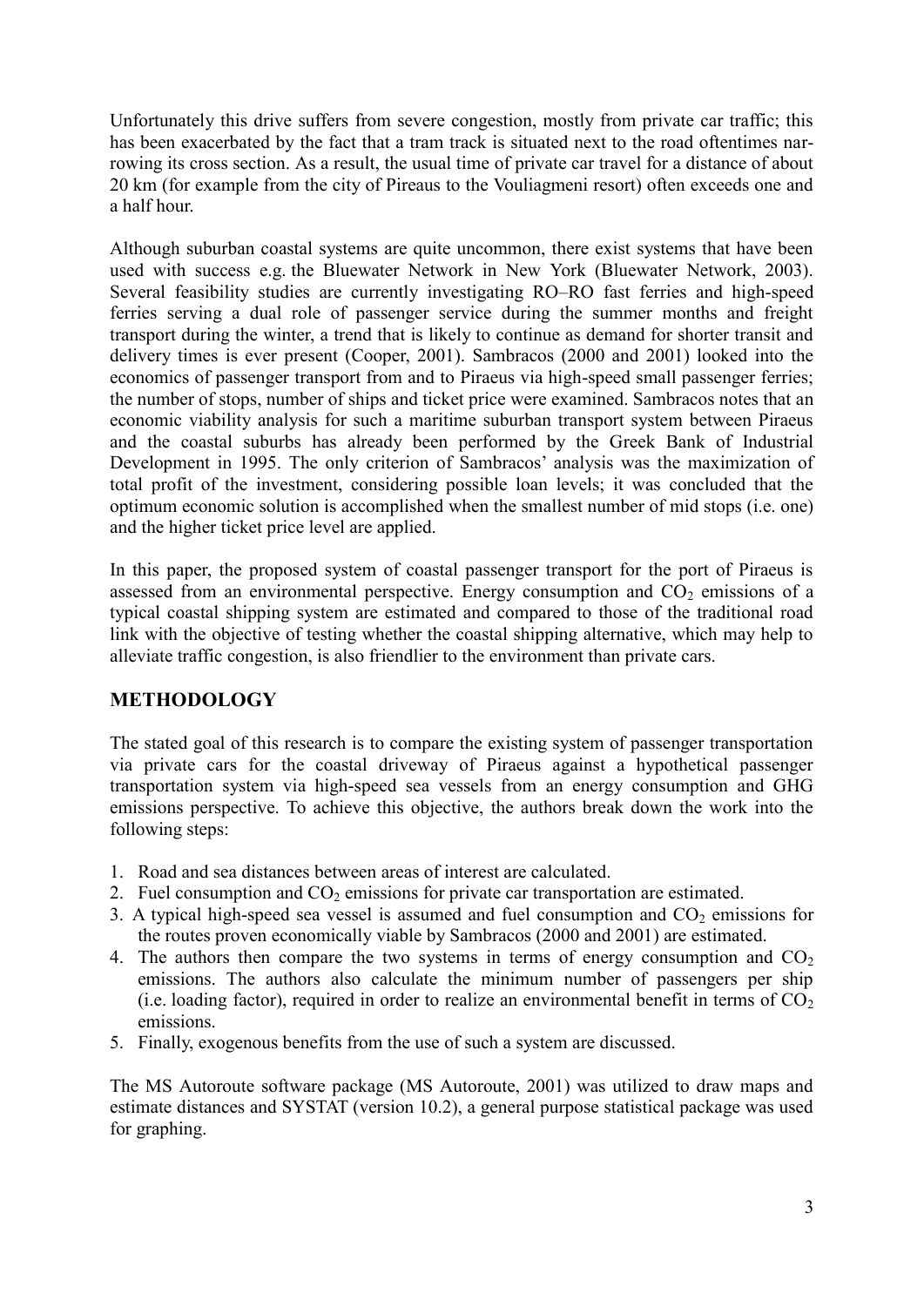Unfortunately this drive suffers from severe congestion, mostly from private car traffic; this has been exacerbated by the fact that a tram track is situated next to the road oftentimes narrowing its cross section. As a result, the usual time of private car travel for a distance of about 20 km (for example from the city of Pireaus to the Vouliagmeni resort) often exceeds one and a half hour.

Although suburban coastal systems are quite uncommon, there exist systems that have been used with success e.g. the Bluewater Network in New York (Bluewater Network, 2003). Several feasibility studies are currently investigating RO–RO fast ferries and high-speed ferries serving a dual role of passenger service during the summer months and freight transport during the winter, a trend that is likely to continue as demand for shorter transit and delivery times is ever present (Cooper, 2001). Sambracos (2000 and 2001) looked into the economics of passenger transport from and to Piraeus via high-speed small passenger ferries; the number of stops, number of ships and ticket price were examined. Sambracos notes that an economic viability analysis for such a maritime suburban transport system between Piraeus and the coastal suburbs has already been performed by the Greek Bank of Industrial Development in 1995. The only criterion of Sambracos' analysis was the maximization of total profit of the investment, considering possible loan levels; it was concluded that the optimum economic solution is accomplished when the smallest number of mid stops (i.e. one) and the higher ticket price level are applied.

In this paper, the proposed system of coastal passenger transport for the port of Piraeus is assessed from an environmental perspective. Energy consumption and $CO_2$ emissions of a typical coastal shipping system are estimated and compared to those of the traditional road link with the objective of testing whether the coastal shipping alternative, which may help to alleviate traffic congestion, is also friendlier to the environment than private cars.

## METHODOLOGY

The stated goal of this research is to compare the existing system of passenger transportation via private cars for the coastal driveway of Piraeus against a hypothetical passenger transportation system via high-speed sea vessels from an energy consumption and GHG emissions perspective. To achieve this objective, the authors break down the work into the following steps:

1. Road and sea distances between areas of interest are calculated.
2. Fuel consumption and $CO_2$ emissions for private car transportation are estimated.
3. A typical high-speed sea vessel is assumed and fuel consumption and $CO_2$ emissions for the routes proven economically viable by Sambracos (2000 and 2001) are estimated.
4. The authors then compare the two systems in terms of energy consumption and $CO_2$ emissions. The authors also calculate the minimum number of passengers per ship (i.e. loading factor), required in order to realize an environmental benefit in terms of $CO_2$ emissions.
5. Finally, exogenous benefits from the use of such a system are discussed.

The MS Autoroute software package (MS Autoroute, 2001) was utilized to draw maps and estimate distances and SYSTAT (version 10.2), a general purpose statistical package was used for graphing.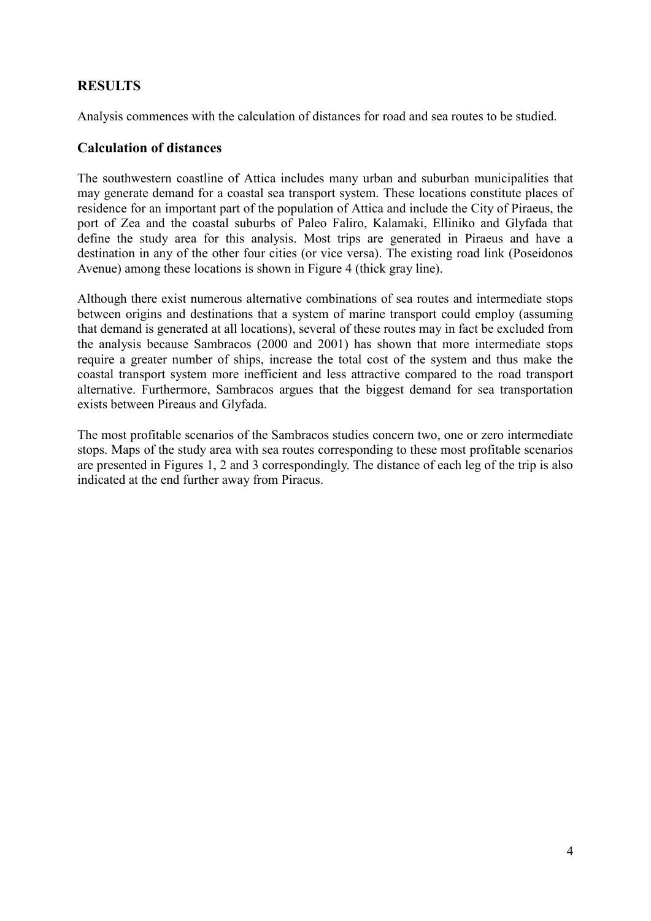## RESULTS

Analysis commences with the calculation of distances for road and sea routes to be studied.

### Calculation of distances

The southwestern coastline of Attica includes many urban and suburban municipalities that may generate demand for a coastal sea transport system. These locations constitute places of residence for an important part of the population of Attica and include the City of Piraeus, the port of Zea and the coastal suburbs of Paleo Faliro, Kalamaki, Elliniko and Glyfada that define the study area for this analysis. Most trips are generated in Piraeus and have a destination in any of the other four cities (or vice versa). The existing road link (Poseidonos Avenue) among these locations is shown in Figure 4 (thick gray line).

Although there exist numerous alternative combinations of sea routes and intermediate stops between origins and destinations that a system of marine transport could employ (assuming that demand is generated at all locations), several of these routes may in fact be excluded from the analysis because Sambracos (2000 and 2001) has shown that more intermediate stops require a greater number of ships, increase the total cost of the system and thus make the coastal transport system more inefficient and less attractive compared to the road transport alternative. Furthermore, Sambracos argues that the biggest demand for sea transportation exists between Pireaus and Glyfada.

The most profitable scenarios of the Sambracos studies concern two, one or zero intermediate stops. Maps of the study area with sea routes corresponding to these most profitable scenarios are presented in Figures 1, 2 and 3 correspondingly. The distance of each leg of the trip is also indicated at the end further away from Piraeus.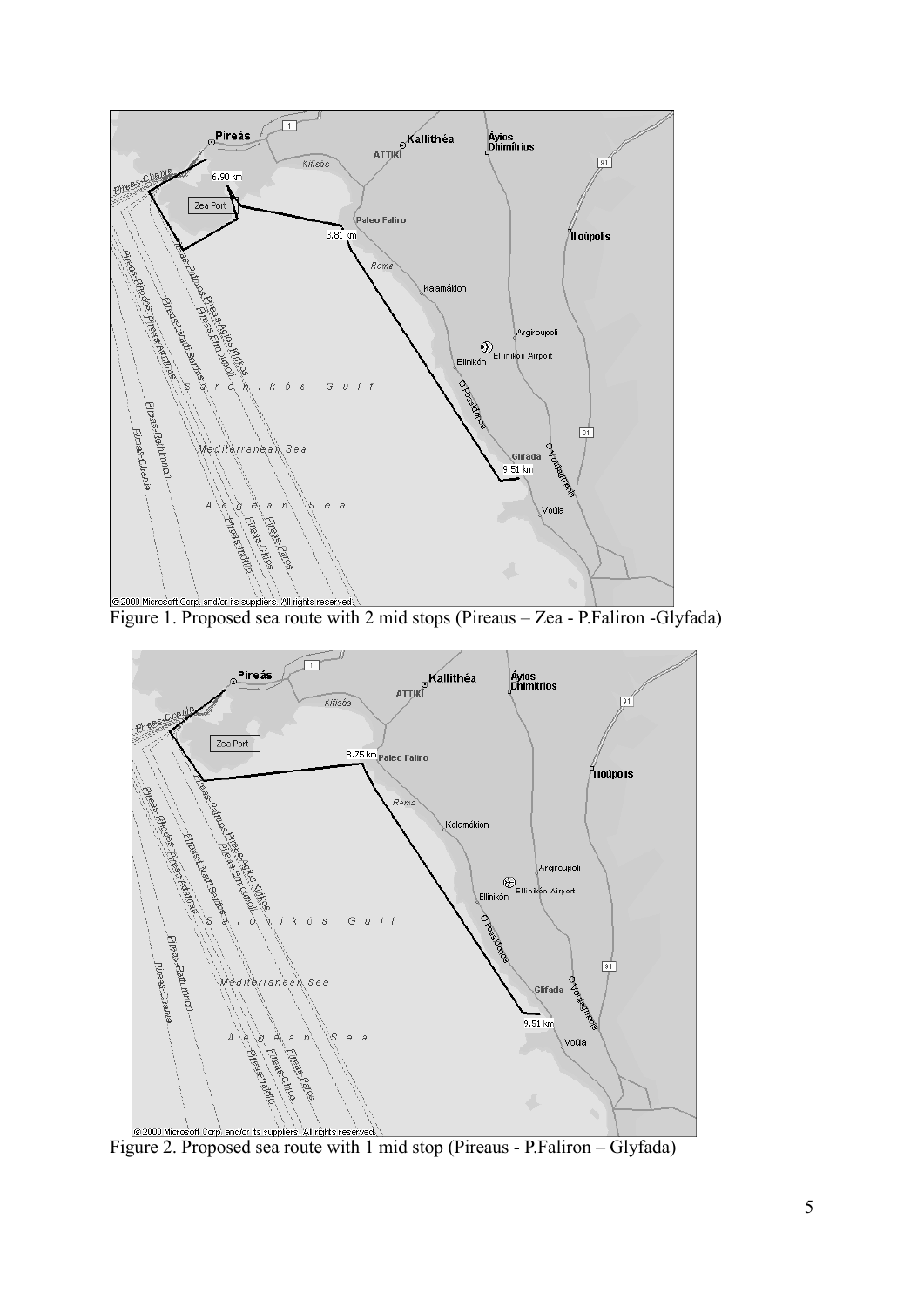Figure 1. Proposed sea route with 2 mid stops (Pireaus – Zea - P.Faliron -Glyfada)

Figure 2. Proposed sea route with 1 mid stop (Pireaus - P.Faliron – Glyfada)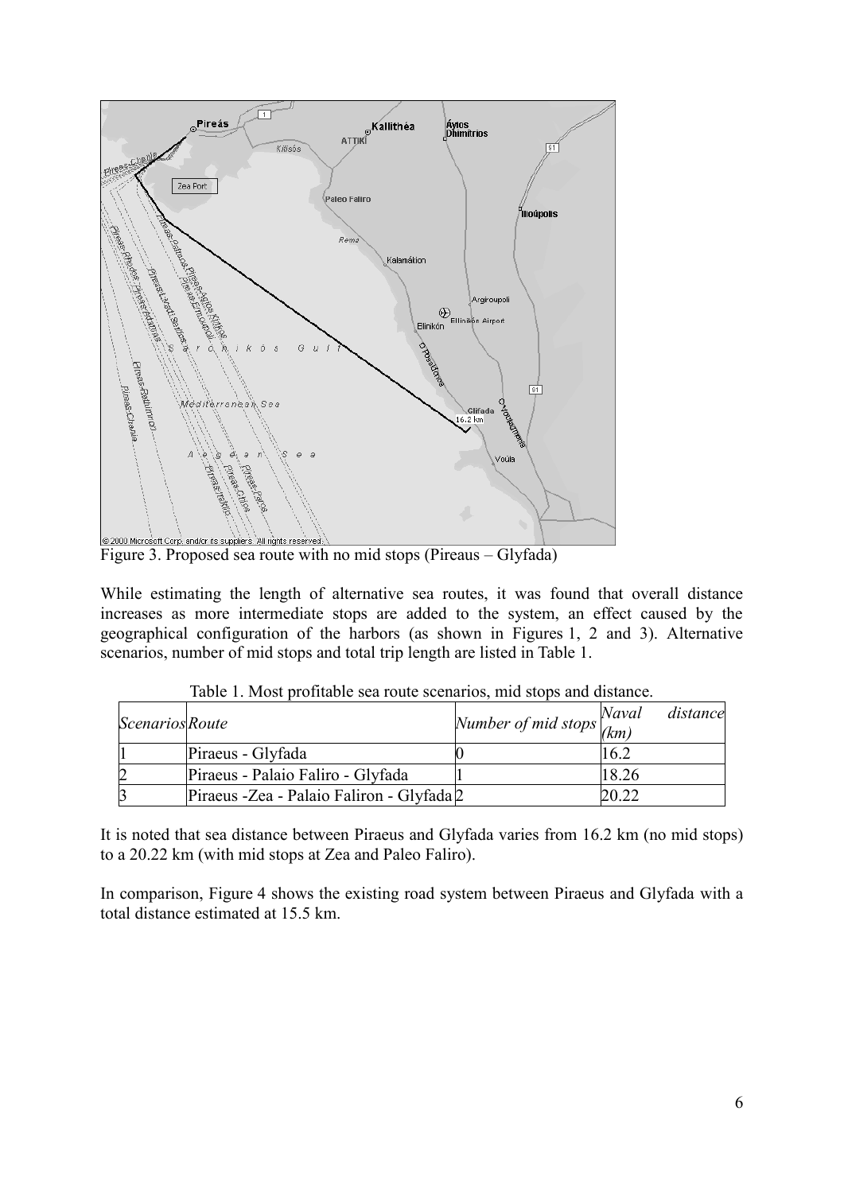Figure 3. Proposed sea route with no mid stops (Pireaus – Glyfada)

While estimating the length of alternative sea routes, it was found that overall distance increases as more intermediate stops are added to the system, an effect caused by the geographical configuration of the harbors (as shown in Figures 1, 2 and 3). Alternative scenarios, number of mid stops and total trip length are listed in Table 1.

Table 1. Most profitable sea route scenarios, mid stops and distance.

| *Scenarios* | *Route* | *Number of mid stops* | *Naval distance (km)* |
|---|---|---|---|
| 1 | Piraeus - Glyfada | 0 | 16.2 |
| 2 | Piraeus - Palaio Faliro - Glyfada | 1 | 18.26 |
| 3 | Piraeus -Zea - Palaio Faliron - Glyfada | 2 | 20.22 |

It is noted that sea distance between Piraeus and Glyfada varies from 16.2 km (no mid stops) to a 20.22 km (with mid stops at Zea and Paleo Faliro).

In comparison, Figure 4 shows the existing road system between Piraeus and Glyfada with a total distance estimated at 15.5 km.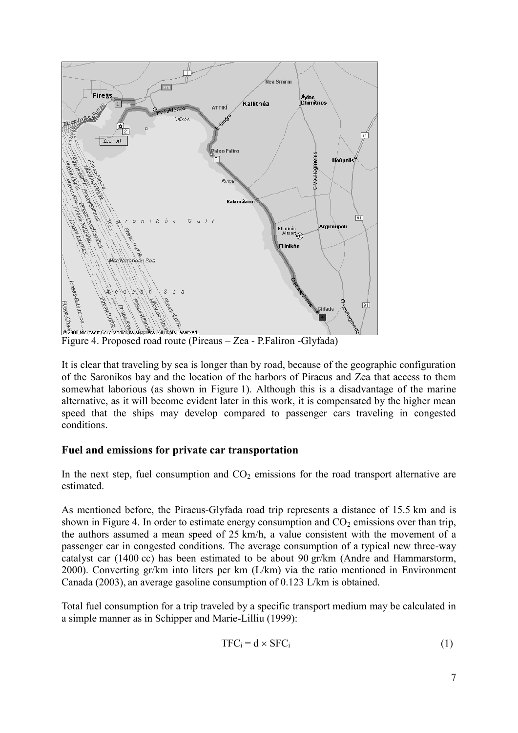Figure 4. Proposed road route (Pireaus – Zea - P.Faliron -Glyfada)

It is clear that traveling by sea is longer than by road, because of the geographic configuration of the Saronikos bay and the location of the harbors of Piraeus and Zea that access to them somewhat laborious (as shown in Figure 1). Although this is a disadvantage of the marine alternative, as it will become evident later in this work, it is compensated by the higher mean speed that the ships may develop compared to passenger cars traveling in congested conditions.

## Fuel and emissions for private car transportation

In the next step, fuel consumption and $CO_2$ emissions for the road transport alternative are estimated.

As mentioned before, the Piraeus-Glyfada road trip represents a distance of 15.5 km and is shown in Figure 4. In order to estimate energy consumption and $CO_2$ emissions over than trip, the authors assumed a mean speed of 25 km/h, a value consistent with the movement of a passenger car in congested conditions. The average consumption of a typical new three-way catalyst car (1400 cc) has been estimated to be about 90 gr/km (Andre and Hammarstorm, 2000). Converting gr/km into liters per km (L/km) via the ratio mentioned in Environment Canada (2003), an average gasoline consumption of 0.123 L/km is obtained.

Total fuel consumption for a trip traveled by a specific transport medium may be calculated in a simple manner as in Schipper and Marie-Lilliu (1999):

$$TFC_i = d \times SFC_i \quad (1)$$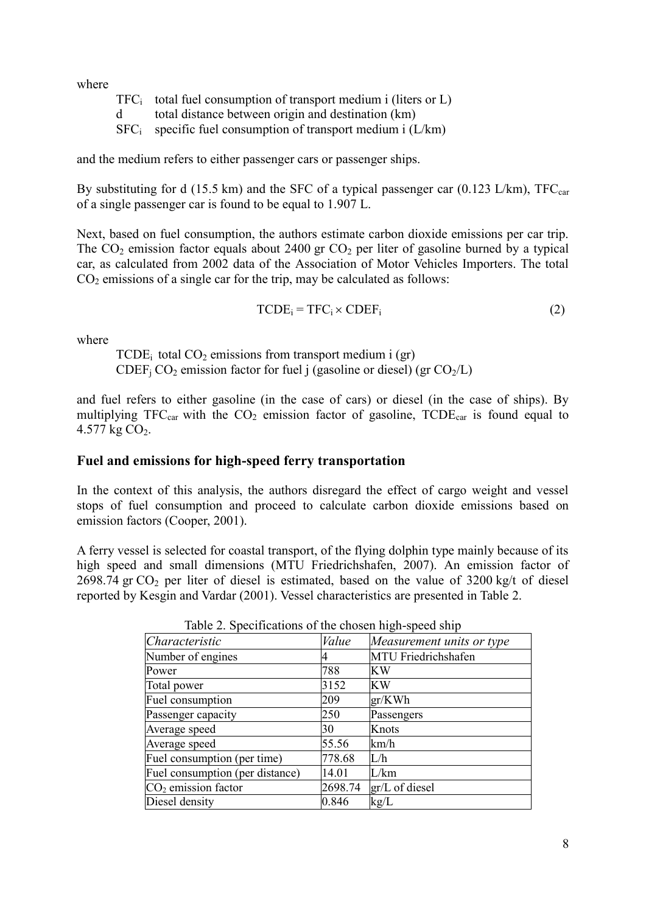where

$TFC_i$ total fuel consumption of transport medium i (liters or L)
d total distance between origin and destination (km)
$SFC_i$ specific fuel consumption of transport medium i (L/km)

and the medium refers to either passenger cars or passenger ships.

By substituting for d (15.5 km) and the SFC of a typical passenger car (0.123 L/km), $TFC_{car}$ of a single passenger car is found to be equal to 1.907 L.

Next, based on fuel consumption, the authors estimate carbon dioxide emissions per car trip. The $CO_2$ emission factor equals about 2400 gr $CO_2$ per liter of gasoline burned by a typical car, as calculated from 2002 data of the Association of Motor Vehicles Importers. The total $CO_2$ emissions of a single car for the trip, may be calculated as follows:

$$TCDE_i = TFC_i \times CDEF_i \tag{2}$$

where

$TCDE_i$ total $CO_2$ emissions from transport medium i (gr)
$CDEF_j$ $CO_2$ emission factor for fuel j (gasoline or diesel) (gr $CO_2$/L)

and fuel refers to either gasoline (in the case of cars) or diesel (in the case of ships). By multiplying $TFC_{car}$ with the $CO_2$ emission factor of gasoline, $TCDE_{car}$ is found equal to 4.577 kg $CO_2$.

## Fuel and emissions for high-speed ferry transportation

In the context of this analysis, the authors disregard the effect of cargo weight and vessel stops of fuel consumption and proceed to calculate carbon dioxide emissions based on emission factors (Cooper, 2001).

A ferry vessel is selected for coastal transport, of the flying dolphin type mainly because of its high speed and small dimensions (MTU Friedrichshafen, 2007). An emission factor of 2698.74 gr $CO_2$ per liter of diesel is estimated, based on the value of 3200 kg/t of diesel reported by Kesgin and Vardar (2001). Vessel characteristics are presented in Table 2.

Table 2. Specifications of the chosen high-speed ship

| *Characteristic* | *Value* | *Measurement units or type* |
|---|---|---|
| Number of engines | 4 | MTU Friedrichshafen |
| Power | 788 | KW |
| Total power | 3152 | KW |
| Fuel consumption | 209 | gr/KWh |
| Passenger capacity | 250 | Passengers |
| Average speed | 30 | Knots |
| Average speed | 55.56 | km/h |
| Fuel consumption (per time) | 778.68 | L/h |
| Fuel consumption (per distance) | 14.01 | L/km |
| $CO_2$ emission factor | 2698.74 | gr/L of diesel |
| Diesel density | 0.846 | kg/L |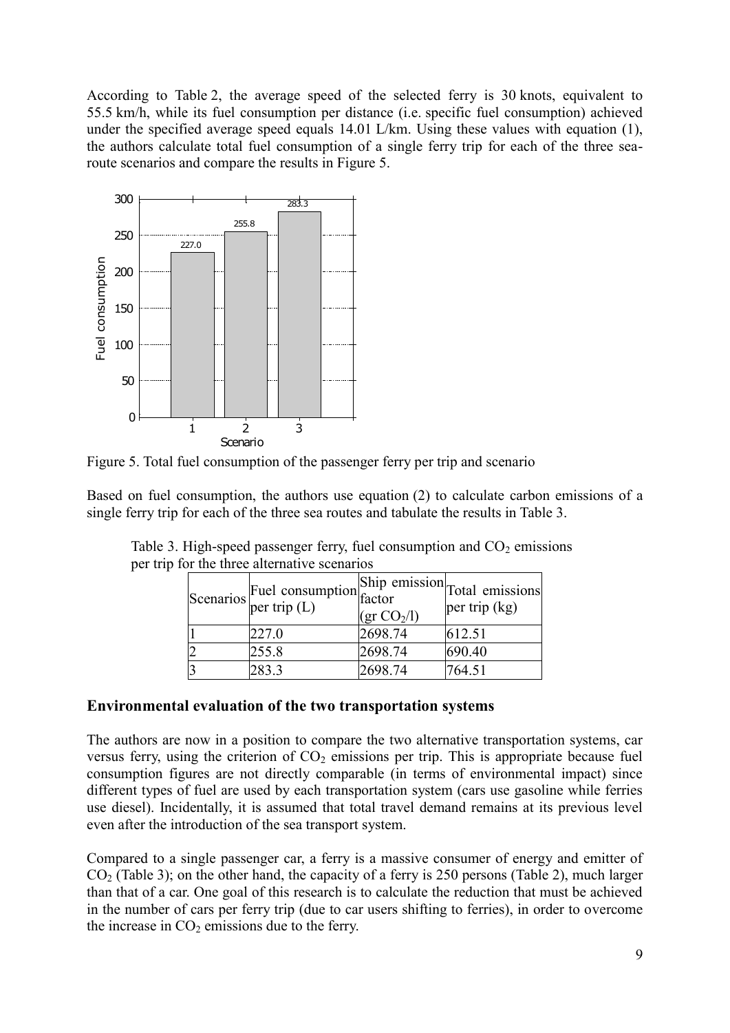According to Table 2, the average speed of the selected ferry is 30 knots, equivalent to 55.5 km/h, while its fuel consumption per distance (i.e. specific fuel consumption) achieved under the specified average speed equals 14.01 L/km. Using these values with equation (1), the authors calculate total fuel consumption of a single ferry trip for each of the three sea-route scenarios and compare the results in Figure 5.

Figure 5. Total fuel consumption of the passenger ferry per trip and scenario

Based on fuel consumption, the authors use equation (2) to calculate carbon emissions of a single ferry trip for each of the three sea routes and tabulate the results in Table 3.

Table 3. High-speed passenger ferry, fuel consumption and $CO_2$ emissions per trip for the three alternative scenarios

| Scenarios | Fuel consumption per trip (L) | Ship emission factor (gr $CO_2$/l) | Total emissions per trip (kg) |
|---|---|---|---|
| 1 | 227.0 | 2698.74 | 612.51 |
| 2 | 255.8 | 2698.74 | 690.40 |
| 3 | 283.3 | 2698.74 | 764.51 |

## Environmental evaluation of the two transportation systems

The authors are now in a position to compare the two alternative transportation systems, car versus ferry, using the criterion of $CO_2$ emissions per trip. This is appropriate because fuel consumption figures are not directly comparable (in terms of environmental impact) since different types of fuel are used by each transportation system (cars use gasoline while ferries use diesel). Incidentally, it is assumed that total travel demand remains at its previous level even after the introduction of the sea transport system.

Compared to a single passenger car, a ferry is a massive consumer of energy and emitter of $CO_2$ (Table 3); on the other hand, the capacity of a ferry is 250 persons (Table 2), much larger than that of a car. One goal of this research is to calculate the reduction that must be achieved in the number of cars per ferry trip (due to car users shifting to ferries), in order to overcome the increase in $CO_2$ emissions due to the ferry.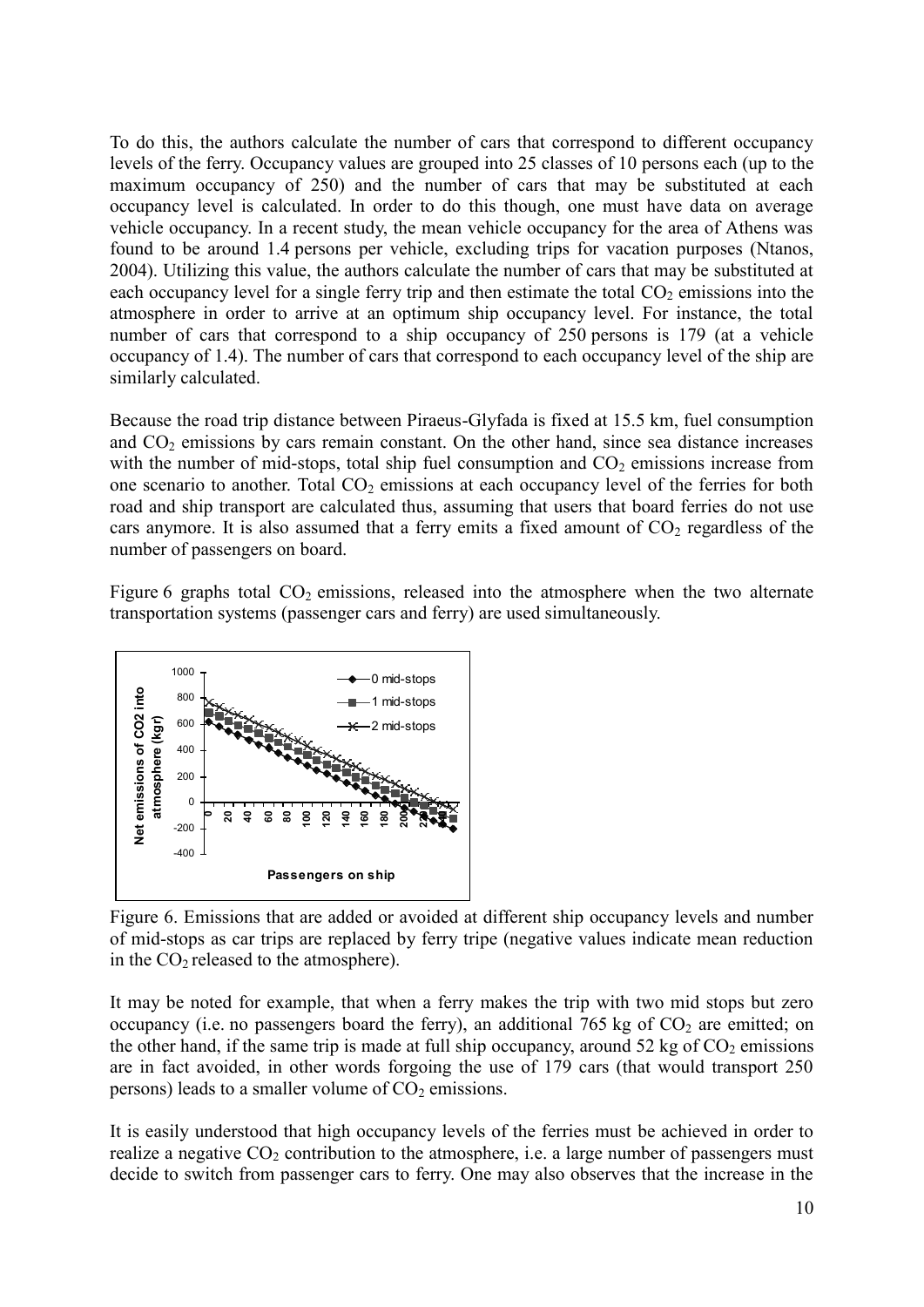To do this, the authors calculate the number of cars that correspond to different occupancy levels of the ferry. Occupancy values are grouped into 25 classes of 10 persons each (up to the maximum occupancy of 250) and the number of cars that may be substituted at each occupancy level is calculated. In order to do this though, one must have data on average vehicle occupancy. In a recent study, the mean vehicle occupancy for the area of Athens was found to be around 1.4 persons per vehicle, excluding trips for vacation purposes (Ntanos, 2004). Utilizing this value, the authors calculate the number of cars that may be substituted at each occupancy level for a single ferry trip and then estimate the total $CO_2$ emissions into the atmosphere in order to arrive at an optimum ship occupancy level. For instance, the total number of cars that correspond to a ship occupancy of 250 persons is 179 (at a vehicle occupancy of 1.4). The number of cars that correspond to each occupancy level of the ship are similarly calculated.

Because the road trip distance between Piraeus-Glyfada is fixed at 15.5 km, fuel consumption and $CO_2$ emissions by cars remain constant. On the other hand, since sea distance increases with the number of mid-stops, total ship fuel consumption and $CO_2$ emissions increase from one scenario to another. Total $CO_2$ emissions at each occupancy level of the ferries for both road and ship transport are calculated thus, assuming that users that board ferries do not use cars anymore. It is also assumed that a ferry emits a fixed amount of $CO_2$ regardless of the number of passengers on board.

Figure 6 graphs total $CO_2$ emissions, released into the atmosphere when the two alternate transportation systems (passenger cars and ferry) are used simultaneously.

Figure 6. Emissions that are added or avoided at different ship occupancy levels and number of mid-stops as car trips are replaced by ferry tripe (negative values indicate mean reduction in the $CO_2$ released to the atmosphere).

It may be noted for example, that when a ferry makes the trip with two mid stops but zero occupancy (i.e. no passengers board the ferry), an additional 765 kg of $CO_2$ are emitted; on the other hand, if the same trip is made at full ship occupancy, around 52 kg of $CO_2$ emissions are in fact avoided, in other words forgoing the use of 179 cars (that would transport 250 persons) leads to a smaller volume of $CO_2$ emissions.

It is easily understood that high occupancy levels of the ferries must be achieved in order to realize a negative $CO_2$ contribution to the atmosphere, i.e. a large number of passengers must decide to switch from passenger cars to ferry. One may also observes that the increase in the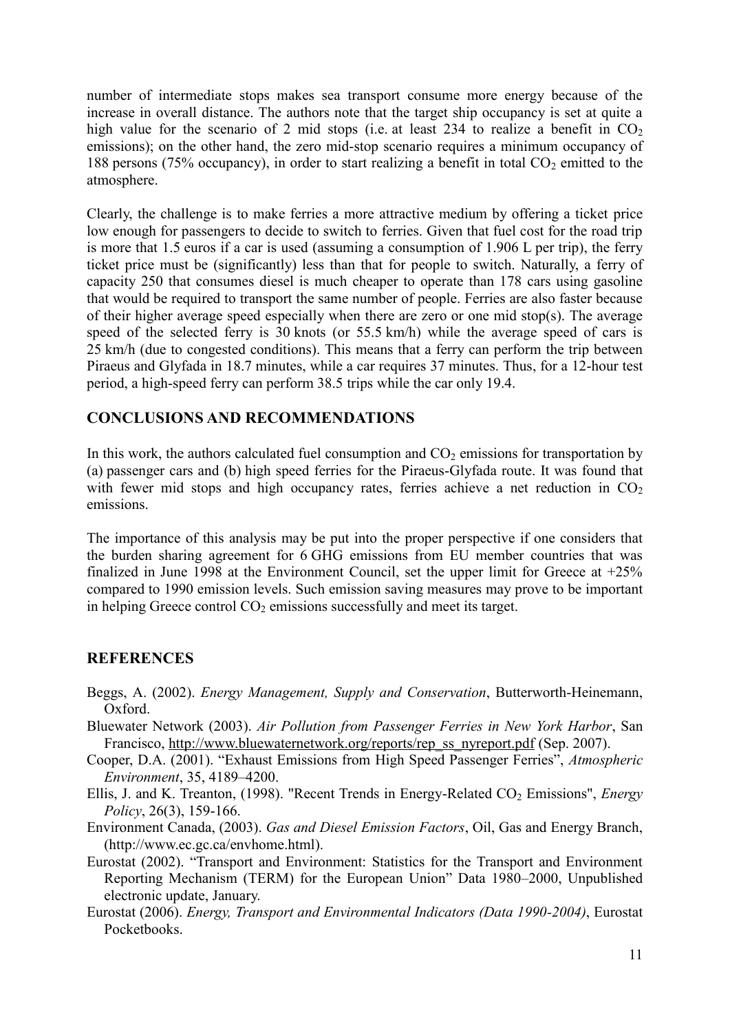number of intermediate stops makes sea transport consume more energy because of the increase in overall distance. The authors note that the target ship occupancy is set at quite a high value for the scenario of 2 mid stops (i.e. at least 234 to realize a benefit in $CO_2$ emissions); on the other hand, the zero mid-stop scenario requires a minimum occupancy of 188 persons (75% occupancy), in order to start realizing a benefit in total $CO_2$ emitted to the atmosphere.

Clearly, the challenge is to make ferries a more attractive medium by offering a ticket price low enough for passengers to decide to switch to ferries. Given that fuel cost for the road trip is more that 1.5 euros if a car is used (assuming a consumption of 1.906 L per trip), the ferry ticket price must be (significantly) less than that for people to switch. Naturally, a ferry of capacity 250 that consumes diesel is much cheaper to operate than 178 cars using gasoline that would be required to transport the same number of people. Ferries are also faster because of their higher average speed especially when there are zero or one mid stop(s). The average speed of the selected ferry is 30 knots (or 55.5 km/h) while the average speed of cars is 25 km/h (due to congested conditions). This means that a ferry can perform the trip between Piraeus and Glyfada in 18.7 minutes, while a car requires 37 minutes. Thus, for a 12-hour test period, a high-speed ferry can perform 38.5 trips while the car only 19.4.

## CONCLUSIONS AND RECOMMENDATIONS

In this work, the authors calculated fuel consumption and $CO_2$ emissions for transportation by (a) passenger cars and (b) high speed ferries for the Piraeus-Glyfada route. It was found that with fewer mid stops and high occupancy rates, ferries achieve a net reduction in $CO_2$ emissions.

The importance of this analysis may be put into the proper perspective if one considers that the burden sharing agreement for 6 GHG emissions from EU member countries that was finalized in June 1998 at the Environment Council, set the upper limit for Greece at +25% compared to 1990 emission levels. Such emission saving measures may prove to be important in helping Greece control $CO_2$ emissions successfully and meet its target.

## REFERENCES

Beggs, A. (2002). *Energy Management, Supply and Conservation*, Butterworth-Heinemann, Oxford.

Bluewater Network (2003). *Air Pollution from Passenger Ferries in New York Harbor*, San Francisco, http://www.bluewaternetwork.org/reports/rep_ss_nyreport.pdf (Sep. 2007).

Cooper, D.A. (2001). "Exhaust Emissions from High Speed Passenger Ferries", *Atmospheric Environment*, 35, 4189–4200.

Ellis, J. and K. Treanton, (1998). "Recent Trends in Energy-Related $CO_2$ Emissions", *Energy Policy*, 26(3), 159-166.

Environment Canada, (2003). *Gas and Diesel Emission Factors*, Oil, Gas and Energy Branch, (http://www.ec.gc.ca/envhome.html).

Eurostat (2002). "Transport and Environment: Statistics for the Transport and Environment Reporting Mechanism (TERM) for the European Union" Data 1980–2000, Unpublished electronic update, January.

Eurostat (2006). *Energy, Transport and Environmental Indicators (Data 1990-2004)*, Eurostat Pocketbooks.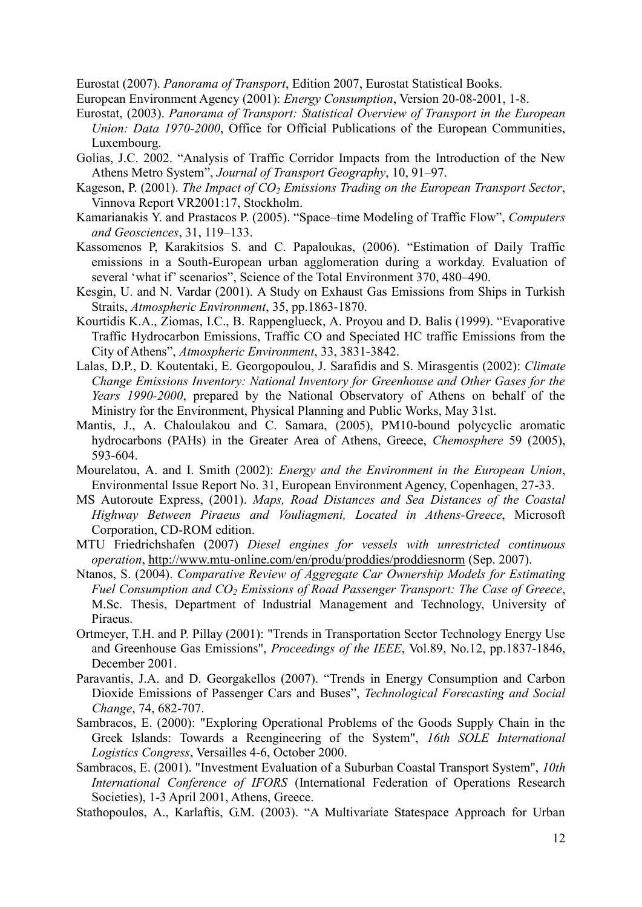Eurostat (2007). *Panorama of Transport*, Edition 2007, Eurostat Statistical Books.

European Environment Agency (2001): *Energy Consumption*, Version 20-08-2001, 1-8.

Eurostat, (2003). *Panorama of Transport: Statistical Overview of Transport in the European Union: Data 1970-2000*, Office for Official Publications of the European Communities, Luxembourg.

Golias, J.C. 2002. "Analysis of Traffic Corridor Impacts from the Introduction of the New Athens Metro System", *Journal of Transport Geography*, 10, 91–97.

Kageson, P. (2001). *The Impact of $CO_2$ Emissions Trading on the European Transport Sector*, Vinnova Report VR2001:17, Stockholm.

Kamarianakis Y. and Prastacos P. (2005). "Space–time Modeling of Traffic Flow", *Computers and Geosciences*, 31, 119–133.

Kassomenos P, Karakitsios S. and C. Papaloukas, (2006). "Estimation of Daily Traffic emissions in a South-European urban agglomeration during a workday. Evaluation of several 'what if' scenarios", Science of the Total Environment 370, 480–490.

Kesgin, U. and N. Vardar (2001). A Study on Exhaust Gas Emissions from Ships in Turkish Straits, *Atmospheric Environment*, 35, pp.1863-1870.

Kourtidis K.A., Ziomas, I.C., B. Rappenglueck, A. Proyou and D. Balis (1999). "Evaporative Traffic Hydrocarbon Emissions, Traffic CO and Speciated HC traffic Emissions from the City of Athens", *Atmospheric Environment*, 33, 3831-3842.

Lalas, D.P., D. Koutentaki, E. Georgopoulou, J. Sarafidis and S. Mirasgentis (2002): *Climate Change Emissions Inventory: National Inventory for Greenhouse and Other Gases for the Years 1990-2000*, prepared by the National Observatory of Athens on behalf of the Ministry for the Environment, Physical Planning and Public Works, May 31st.

Mantis, J., A. Chaloulakou and C. Samara, (2005), PM10-bound polycyclic aromatic hydrocarbons (PAHs) in the Greater Area of Athens, Greece, *Chemosphere* 59 (2005), 593-604.

Mourelatou, A. and I. Smith (2002): *Energy and the Environment in the European Union*, Environmental Issue Report No. 31, European Environment Agency, Copenhagen, 27-33.

MS Autoroute Express, (2001). *Maps, Road Distances and Sea Distances of the Coastal Highway Between Piraeus and Vouliagmeni, Located in Athens-Greece*, Microsoft Corporation, CD-ROM edition.

MTU Friedrichshafen (2007) *Diesel engines for vessels with unrestricted continuous operation*, http://www.mtu-online.com/en/produ/proddies/proddiesnorm (Sep. 2007).

Ntanos, S. (2004). *Comparative Review of Aggregate Car Ownership Models for Estimating Fuel Consumption and $CO_2$ Emissions of Road Passenger Transport: The Case of Greece*, M.Sc. Thesis, Department of Industrial Management and Technology, University of Piraeus.

Ortmeyer, T.H. and P. Pillay (2001): "Trends in Transportation Sector Technology Energy Use and Greenhouse Gas Emissions", *Proceedings of the IEEE*, Vol.89, No.12, pp.1837-1846, December 2001.

Paravantis, J.A. and D. Georgakellos (2007). "Trends in Energy Consumption and Carbon Dioxide Emissions of Passenger Cars and Buses", *Technological Forecasting and Social Change*, 74, 682-707.

Sambracos, E. (2000): "Exploring Operational Problems of the Goods Supply Chain in the Greek Islands: Towards a Reengineering of the System", *16th SOLE International Logistics Congress*, Versailles 4-6, October 2000.

Sambracos, E. (2001). "Investment Evaluation of a Suburban Coastal Transport System", *10th International Conference of IFORS* (International Federation of Operations Research Societies), 1-3 April 2001, Athens, Greece.

Stathopoulos, A., Karlaftis, G.M. (2003). "A Multivariate Statespace Approach for Urban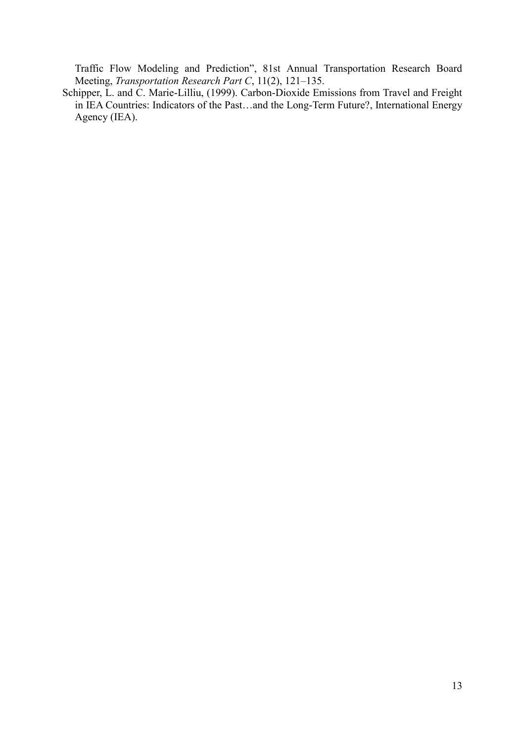Traffic Flow Modeling and Prediction", 81st Annual Transportation Research Board Meeting, *Transportation Research Part C*, 11(2), 121–135.

Schipper, L. and C. Marie-Lilliu, (1999). Carbon-Dioxide Emissions from Travel and Freight in IEA Countries: Indicators of the Past…and the Long-Term Future?, International Energy Agency (IEA).